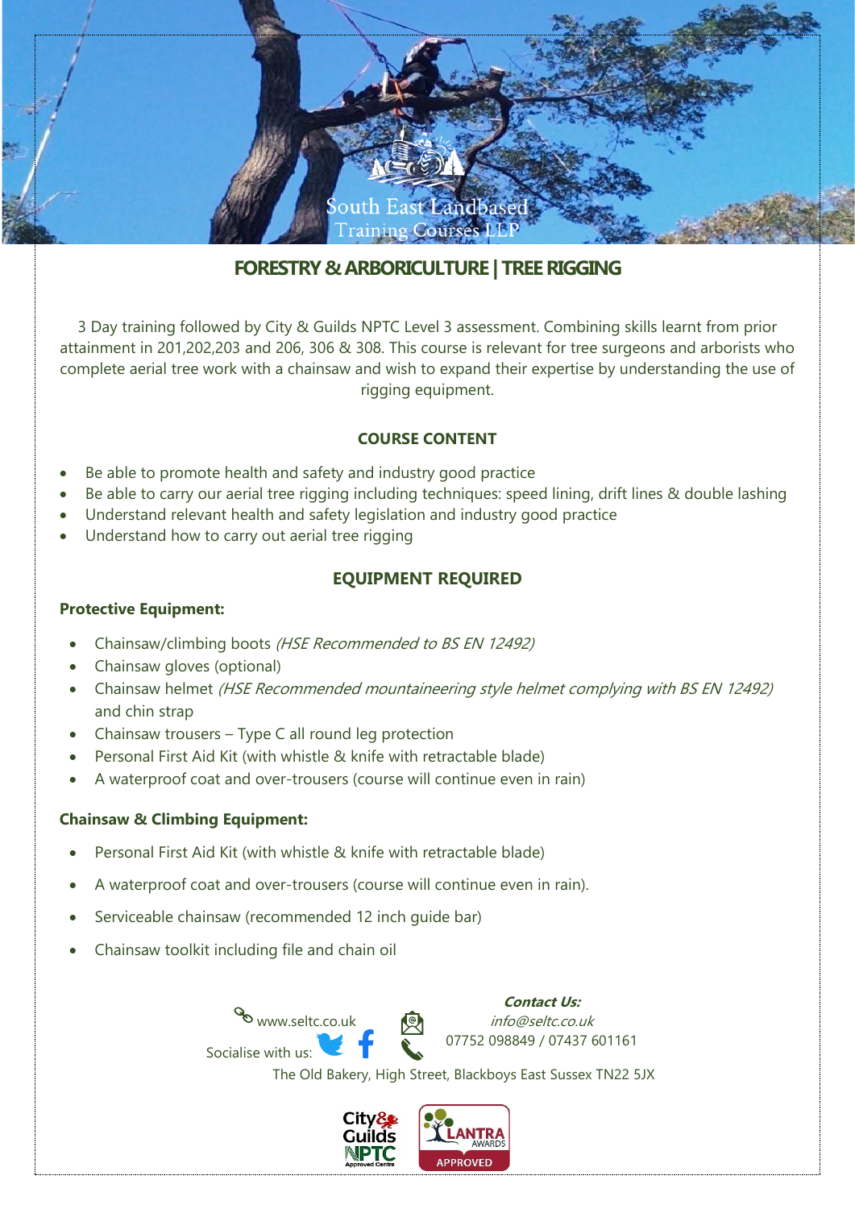South East Landbased Training Courses LLP

# FORESTRY & ARBORICULTURE | TREE RIGGING

3 Day training followed by City & Guilds NPTC Level 3 assessment. Combining skills learnt from prior attainment in 201,202,203 and 206, 306 & 308. This course is relevant for tree surgeons and arborists who complete aerial tree work with a chainsaw and wish to expand their expertise by understanding the use of rigging equipment.

## COURSE CONTENT

- Be able to promote health and safety and industry good practice
- Be able to carry our aerial tree rigging including techniques: speed lining, drift lines & double lashing
- Understand relevant health and safety legislation and industry good practice
- Understand how to carry out aerial tree rigging

## EQUIPMENT REQUIRED

**Protective Equipment:**

- Chainsaw/climbing boots *(HSE Recommended to BS EN 12492)*
- Chainsaw gloves (optional)
- Chainsaw helmet *(HSE Recommended mountaineering style helmet complying with BS EN 12492)* and chin strap
- Chainsaw trousers – Type C all round leg protection
- Personal First Aid Kit (with whistle & knife with retractable blade)
- A waterproof coat and over-trousers (course will continue even in rain)

**Chainsaw & Climbing Equipment:**

- Personal First Aid Kit (with whistle & knife with retractable blade)
- A waterproof coat and over-trousers (course will continue even in rain).
- Serviceable chainsaw (recommended 12 inch guide bar)
- Chainsaw toolkit including file and chain oil

www.seltc.co.uk

Socialise with us:

***Contact Us:***

*info@seltc.co.uk*

07752 098849 / 07437 601161

The Old Bakery, High Street, Blackboys East Sussex TN22 5JX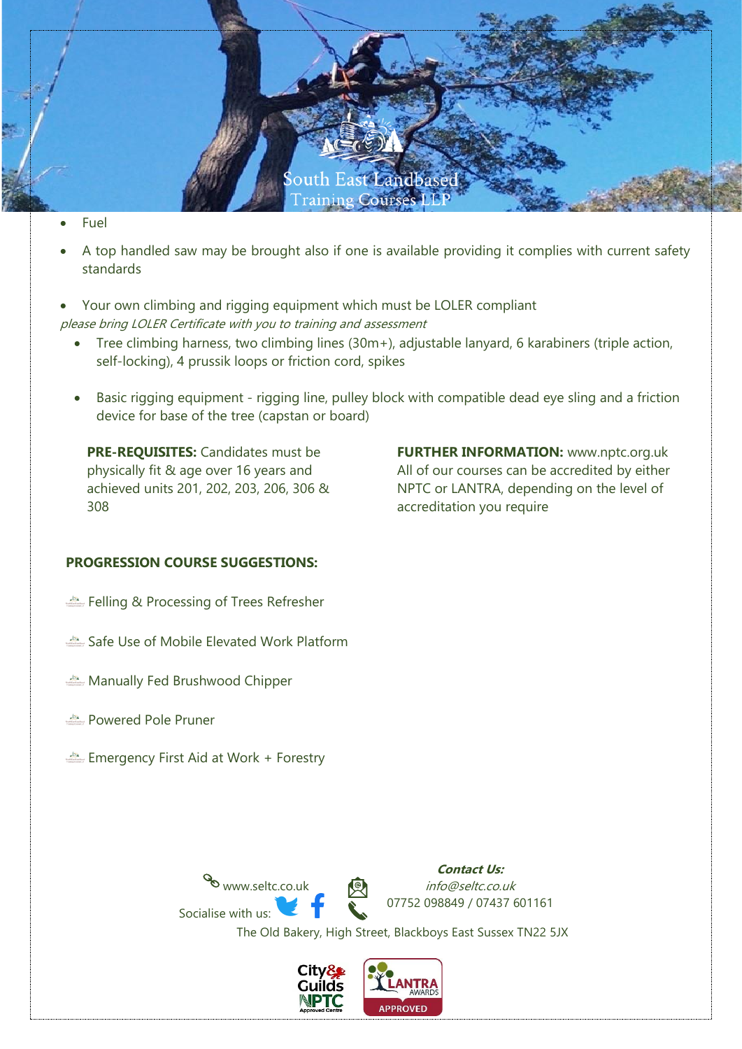- Fuel
- A top handled saw may be brought also if one is available providing it complies with current safety standards
- Your own climbing and rigging equipment which must be LOLER compliant

*please bring LOLER Certificate with you to training and assessment*

- Tree climbing harness, two climbing lines (30m+), adjustable lanyard, 6 karabiners (triple action, self-locking), 4 prussik loops or friction cord, spikes
- Basic rigging equipment - rigging line, pulley block with compatible dead eye sling and a friction device for base of the tree (capstan or board)

**PRE-REQUISITES:** Candidates must be physically fit & age over 16 years and achieved units 201, 202, 203, 206, 306 & 308

**FURTHER INFORMATION:** www.nptc.org.uk All of our courses can be accredited by either NPTC or LANTRA, depending on the level of accreditation you require

**PROGRESSION COURSE SUGGESTIONS:**

- Felling & Processing of Trees Refresher
- Safe Use of Mobile Elevated Work Platform
- Manually Fed Brushwood Chipper
- Powered Pole Pruner
- Emergency First Aid at Work + Forestry

www.seltc.co.uk

Socialise with us:

***Contact Us:***

*info@seltc.co.uk*

07752 098849 / 07437 601161

The Old Bakery, High Street, Blackboys East Sussex TN22 5JX